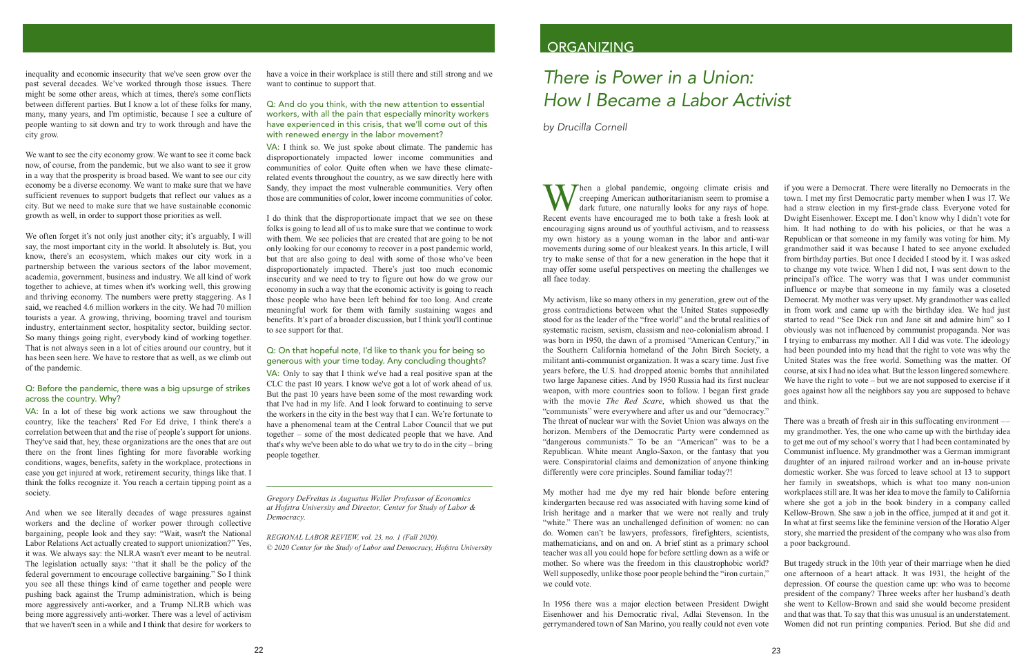inequality and economic insecurity that we've seen grow over the past several decades. We've worked through those issues. There might be some other areas, which at times, there's some conflicts between different parties. But I know a lot of these folks for many, many, many years, and I'm optimistic, because I see a culture of people wanting to sit down and try to work through and have the city grow.

We want to see the city economy grow. We want to see it come back now, of course, from the pandemic, but we also want to see it grow in a way that the prosperity is broad based. We want to see our city economy be a diverse economy. We want to make sure that we have sufficient revenues to support budgets that reflect our values as a city. But we need to make sure that we have sustainable economic growth as well, in order to support those priorities as well.

We often forget it's not only just another city; it's arguably, I will say, the most important city in the world. It absolutely is. But, you know, there's an ecosystem, which makes our city work in a partnership between the various sectors of the labor movement, academia, government, business and industry. We all kind of work together to achieve, at times when it's working well, this growing and thriving economy. The numbers were pretty staggering. As I said, we reached 4.6 million workers in the city. We had 70 million tourists a year. A growing, thriving, booming travel and tourism industry, entertainment sector, hospitality sector, building sector. So many things going right, everybody kind of working together. That is not always seen in a lot of cities around our country, but it has been seen here. We have to restore that as well, as we climb out of the pandemic.

### Q: Before the pandemic, there was a big upsurge of strikes across the country. Why?

VA: In a lot of these big work actions we saw throughout the country, like the teachers' Red For Ed drive, I think there's a correlation between that and the rise of people's support for unions. They've said that, hey, these organizations are the ones that are out there on the front lines fighting for more favorable working conditions, wages, benefits, safety in the workplace, protections in case you get injured at work, retirement security, things like that. I think the folks recognize it. You reach a certain tipping point as a society.

And when we see literally decades of wage pressures against workers and the decline of worker power through collective bargaining, people look and they say: "Wait, wasn't the National Labor Relations Act actually created to support unionization?" Yes, it was. We always say: the NLRA wasn't ever meant to be neutral. The legislation actually says: "that it shall be the policy of the federal government to encourage collective bargaining." So I think you see all these things kind of came together and people were pushing back against the Trump administration, which is being more aggressively anti-worker, and a Trump NLRB which was being more aggressively anti-worker. There was a level of activism that we haven't seen in a while and I think that desire for workers to have a voice in their workplace is still there and still strong and we want to continue to support that.

### Q: And do you think, with the new attention to essential workers, with all the pain that especially minority workers have experienced in this crisis, that we'll come out of this with renewed energy in the labor movement?

VA: I think so. We just spoke about climate. The pandemic has disproportionately impacted lower income communities and communities of color. Quite often when we have these climate-related events throughout the country, as we saw directly here with Sandy, they impact the most vulnerable communities. Very often those are communities of color, lower income communities of color.

I do think that the disproportionate impact that we see on these folks is going to lead all of us to make sure that we continue to work with them. We see policies that are created that are going to be not only looking for our economy to recover in a post pandemic world, but that are also going to deal with some of those who've been disproportionately impacted. There's just too much economic insecurity and we need to try to figure out how do we grow our economy in such a way that the economic activity is going to reach those people who have been left behind for too long. And create meaningful work for them with family sustaining wages and benefits. It's part of a broader discussion, but I think you'll continue to see support for that.

### Q: On that hopeful note, I'd like to thank you for being so generous with your time today. Any concluding thoughts?

VA: Only to say that I think we've had a real positive span at the CLC the past 10 years. I know we've got a lot of work ahead of us. But the past 10 years have been some of the most rewarding work that I've had in my life. And I look forward to continuing to serve the workers in the city in the best way that I can. We're fortunate to have a phenomenal team at the Central Labor Council that we put together – some of the most dedicated people that we have. And that's why we've been able to do what we try to do in the city – bring people together.

---

*Gregory DeFreitas is Augustus Weller Professor of Economics at Hofstra University and Director, Center for Study of Labor & Democracy.*

*REGIONAL LABOR REVIEW, vol. 23, no. 1 (Fall 2020).*
*© 2020 Center for the Study of Labor and Democracy, Hofstra University*

ORGANIZING

# *There is Power in a Union: How I Became a Labor Activist*

*by Drucilla Cornell*

When a global pandemic, ongoing climate crisis and creeping American authoritarianism seem to promise a dark future, one naturally looks for any rays of hope. Recent events have encouraged me to both take a fresh look at encouraging signs around us of youthful activism, and to reassess my own history as a young woman in the labor and anti-war movements during some of our bleakest years. In this article, I will try to make sense of that for a new generation in the hope that it may offer some useful perspectives on meeting the challenges we all face today.

My activism, like so many others in my generation, grew out of the gross contradictions between what the United States supposedly stood for as the leader of the "free world" and the brutal realities of systematic racism, sexism, classism and neo-colonialism abroad. I was born in 1950, the dawn of a promised "American Century," in the Southern California homeland of the John Birch Society, a militant anti-communist organization. It was a scary time. Just five years before, the U.S. had dropped atomic bombs that annihilated two large Japanese cities. And by 1950 Russia had its first nuclear weapon, with more countries soon to follow. I began first grade with the movie *The Red Scare*, which showed us that the "communists" were everywhere and after us and our "democracy." The threat of nuclear war with the Soviet Union was always on the horizon. Members of the Democratic Party were condemned as "dangerous communists." To be an "American" was to be a Republican. White meant Anglo-Saxon, or the fantasy that you were. Conspiratorial claims and demonization of anyone thinking differently were core principles. Sound familiar today?!

My mother had me dye my red hair blonde before entering kindergarten because red was associated with having some kind of Irish heritage and a marker that we were not really and truly "white." There was an unchallenged definition of women: no can do. Women can't be lawyers, professors, firefighters, scientists, mathematicians, and on and on. A brief stint as a primary school teacher was all you could hope for before settling down as a wife or mother. So where was the freedom in this claustrophobic world? Well supposedly, unlike those poor people behind the "iron curtain," we could vote.

In 1956 there was a major election between President Dwight Eisenhower and his Democratic rival, Adlai Stevenson. In the gerrymandered town of San Marino, you really could not even vote if you were a Democrat. There were literally no Democrats in the town. I met my first Democratic party member when I was 17. We had a straw election in my first-grade class. Everyone voted for Dwight Eisenhower. Except me. I don't know why I didn't vote for him. It had nothing to do with his policies, or that he was a Republican or that someone in my family was voting for him. My grandmother said it was because I hated to see anyone excluded from birthday parties. But once I decided I stood by it. I was asked to change my vote twice. When I did not, I was sent down to the principal's office. The worry was that I was under communist influence or maybe that someone in my family was a closeted Democrat. My mother was very upset. My grandmother was called in from work and came up with the birthday idea. We had just started to read "See Dick run and Jane sit and admire him" so I obviously was not influenced by communist propaganda. Nor was I trying to embarrass my mother. All I did was vote. The ideology had been pounded into my head that the right to vote was why the United States was the free world. Something was the matter. Of course, at six I had no idea what. But the lesson lingered somewhere. We have the right to vote – but we are not supposed to exercise it if it goes against how all the neighbors say you are supposed to behave and think.

There was a breath of fresh air in this suffocating environment — my grandmother. Yes, the one who came up with the birthday idea to get me out of my school's worry that I had been contaminated by Communist influence. My grandmother was a German immigrant daughter of an injured railroad worker and an in-house private domestic worker. She was forced to leave school at 13 to support her family in sweatshops, which is what too many non-union workplaces still are. It was her idea to move the family to California where she got a job in the book bindery in a company called Kellow-Brown. She saw a job in the office, jumped at it and got it. In what at first seems like the feminine version of the Horatio Alger story, she married the president of the company who was also from a poor background.

But tragedy struck in the 10th year of their marriage when he died one afternoon of a heart attack. It was 1931, the height of the depression. Of course the question came up: who was to become president of the company? Three weeks after her husband's death she went to Kellow-Brown and said she would become president and that was that. To say that this was unusual is an understatement. Women did not run printing companies. Period. But she did and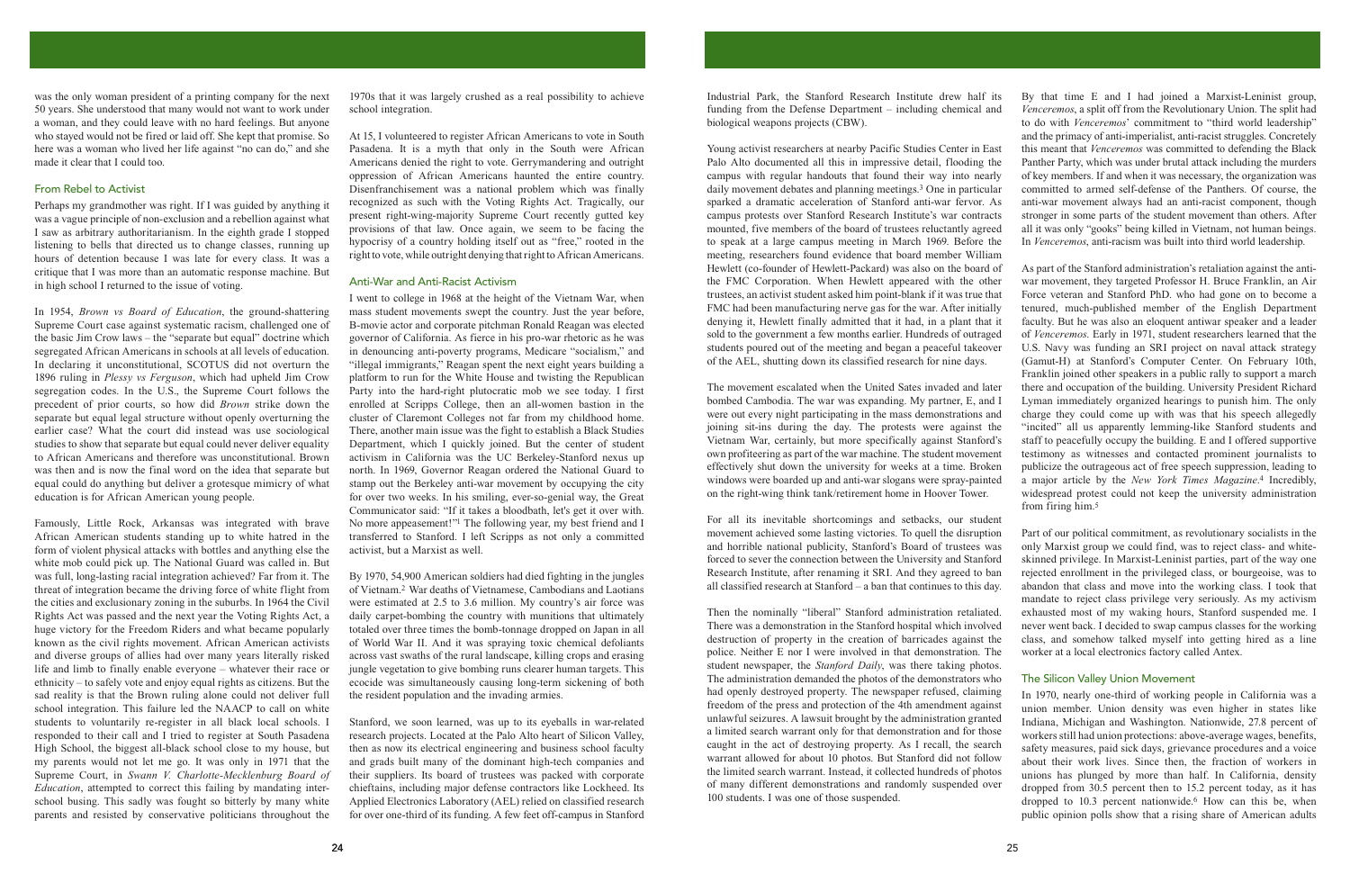was the only woman president of a printing company for the next 50 years. She understood that many would not want to work under a woman, and they could leave with no hard feelings. But anyone who stayed would not be fired or laid off. She kept that promise. So here was a woman who lived her life against "no can do," and she made it clear that I could too.

## From Rebel to Activist

Perhaps my grandmother was right. If I was guided by anything it was a vague principle of non-exclusion and a rebellion against what I saw as arbitrary authoritarianism. In the eighth grade I stopped listening to bells that directed us to change classes, running up hours of detention because I was late for every class. It was a critique that I was more than an automatic response machine. But in high school I returned to the issue of voting.

In 1954, *Brown vs Board of Education*, the ground-shattering Supreme Court case against systematic racism, challenged one of the basic Jim Crow laws – the "separate but equal" doctrine which segregated African Americans in schools at all levels of education. In declaring it unconstitutional, SCOTUS did not overturn the 1896 ruling in *Plessy vs Ferguson*, which had upheld Jim Crow segregation codes. In the U.S., the Supreme Court follows the precedent of prior courts, so how did *Brown* strike down the separate but equal legal structure without openly overturning the earlier case? What the court did instead was use sociological studies to show that separate but equal could never deliver equality to African Americans and therefore was unconstitutional. Brown was then and is now the final word on the idea that separate but equal could do anything but deliver a grotesque mimicry of what education is for African American young people.

Famously, Little Rock, Arkansas was integrated with brave African American students standing up to white hatred in the form of violent physical attacks with bottles and anything else the white mob could pick up. The National Guard was called in. But was full, long-lasting racial integration achieved? Far from it. The threat of integration became the driving force of white flight from the cities and exclusionary zoning in the suburbs. In 1964 the Civil Rights Act was passed and the next year the Voting Rights Act, a huge victory for the Freedom Riders and what became popularly known as the civil rights movement. African American activists and diverse groups of allies had over many years literally risked life and limb to finally enable everyone – whatever their race or ethnicity – to safely vote and enjoy equal rights as citizens. But the sad reality is that the Brown ruling alone could not deliver full school integration. This failure led the NAACP to call on white students to voluntarily re-register in all black local schools. I responded to their call and I tried to register at South Pasadena High School, the biggest all-black school close to my house, but my parents would not let me go. It was only in 1971 that the Supreme Court, in *Swann V. Charlotte-Mecklenburg Board of Education*, attempted to correct this failing by mandating inter-school busing. This sadly was fought so bitterly by many white parents and resisted by conservative politicians throughout the 1970s that it was largely crushed as a real possibility to achieve school integration.

At 15, I volunteered to register African Americans to vote in South Pasadena. It is a myth that only in the South were African Americans denied the right to vote. Gerrymandering and outright oppression of African Americans haunted the entire country. Disenfranchisement was a national problem which was finally recognized as such with the Voting Rights Act. Tragically, our present right-wing-majority Supreme Court recently gutted key provisions of that law. Once again, we seem to be facing the hypocrisy of a country holding itself out as "free," rooted in the right to vote, while outright denying that right to African Americans.

## Anti-War and Anti-Racist Activism

I went to college in 1968 at the height of the Vietnam War, when mass student movements swept the country. Just the year before, B-movie actor and corporate pitchman Ronald Reagan was elected governor of California. As fierce in his pro-war rhetoric as he was in denouncing anti-poverty programs, Medicare "socialism," and "illegal immigrants," Reagan spent the next eight years building a platform to run for the White House and twisting the Republican Party into the hard-right plutocratic mob we see today. I first enrolled at Scripps College, then an all-women bastion in the cluster of Claremont Colleges not far from my childhood home. There, another main issue was the fight to establish a Black Studies Department, which I quickly joined. But the center of student activism in California was the UC Berkeley-Stanford nexus up north. In 1969, Governor Reagan ordered the National Guard to stamp out the Berkeley anti-war movement by occupying the city for over two weeks. In his smiling, ever-so-genial way, the Great Communicator said: "If it takes a bloodbath, let's get it over with. No more appeasement!"[1] The following year, my best friend and I transferred to Stanford. I left Scripps as not only a committed activist, but a Marxist as well.

By 1970, 54,900 American soldiers had died fighting in the jungles of Vietnam.[2] War deaths of Vietnamese, Cambodians and Laotians were estimated at 2.5 to 3.6 million. My country's air force was daily carpet-bombing the country with munitions that ultimately totaled over three times the bomb-tonnage dropped on Japan in all of World War II. And it was spraying toxic chemical defoliants across vast swaths of the rural landscape, killing crops and erasing jungle vegetation to give bombing runs clearer human targets. This ecocide was simultaneously causing long-term sickening of both the resident population and the invading armies.

Stanford, we soon learned, was up to its eyeballs in war-related research projects. Located at the Palo Alto heart of Silicon Valley, then as now its electrical engineering and business school faculty and grads built many of the dominant high-tech companies and their suppliers. Its board of trustees was packed with corporate chieftains, including major defense contractors like Lockheed. Its Applied Electronics Laboratory (AEL) relied on classified research for over one-third of its funding. A few feet off-campus in Stanford Industrial Park, the Stanford Research Institute drew half its funding from the Defense Department – including chemical and biological weapons projects (CBW).

Young activist researchers at nearby Pacific Studies Center in East Palo Alto documented all this in impressive detail, flooding the campus with regular handouts that found their way into nearly daily movement debates and planning meetings.[3] One in particular sparked a dramatic acceleration of Stanford anti-war fervor. As campus protests over Stanford Research Institute's war contracts mounted, five members of the board of trustees reluctantly agreed to speak at a large campus meeting in March 1969. Before the meeting, researchers found evidence that board member William Hewlett (co-founder of Hewlett-Packard) was also on the board of the FMC Corporation. When Hewlett appeared with the other trustees, an activist student asked him point-blank if it was true that FMC had been manufacturing nerve gas for the war. After initially denying it, Hewlett finally admitted that it had, in a plant that it sold to the government a few months earlier. Hundreds of outraged students poured out of the meeting and began a peaceful takeover of the AEL, shutting down its classified research for nine days.

The movement escalated when the United Sates invaded and later bombed Cambodia. The war was expanding. My partner, E, and I were out every night participating in the mass demonstrations and joining sit-ins during the day. The protests were against the Vietnam War, certainly, but more specifically against Stanford's own profiteering as part of the war machine. The student movement effectively shut down the university for weeks at a time. Broken windows were boarded up and anti-war slogans were spray-painted on the right-wing think tank/retirement home in Hoover Tower.

For all its inevitable shortcomings and setbacks, our student movement achieved some lasting victories. To quell the disruption and horrible national publicity, Stanford's Board of trustees was forced to sever the connection between the University and Stanford Research Institute, after renaming it SRI. And they agreed to ban all classified research at Stanford – a ban that continues to this day.

Then the nominally "liberal" Stanford administration retaliated. There was a demonstration in the Stanford hospital which involved destruction of property in the creation of barricades against the police. Neither E nor I were involved in that demonstration. The student newspaper, the *Stanford Daily*, was there taking photos. The administration demanded the photos of the demonstrators who had openly destroyed property. The newspaper refused, claiming freedom of the press and protection of the 4th amendment against unlawful seizures. A lawsuit brought by the administration granted a limited search warrant only for that demonstration and for those caught in the act of destroying property. As I recall, the search warrant allowed for about 10 photos. But Stanford did not follow the limited search warrant. Instead, it collected hundreds of photos of many different demonstrations and randomly suspended over 100 students. I was one of those suspended.

By that time E and I had joined a Marxist-Leninist group, *Venceremos*, a split off from the Revolutionary Union. The split had to do with *Venceremos*' commitment to "third world leadership" and the primacy of anti-imperialist, anti-racist struggles. Concretely this meant that *Venceremos* was committed to defending the Black Panther Party, which was under brutal attack including the murders of key members. If and when it was necessary, the organization was committed to armed self-defense of the Panthers. Of course, the anti-war movement always had an anti-racist component, though stronger in some parts of the student movement than others. After all it was only "gooks" being killed in Vietnam, not human beings. In *Venceremos*, anti-racism was built into third world leadership.

As part of the Stanford administration's retaliation against the anti-war movement, they targeted Professor H. Bruce Franklin, an Air Force veteran and Stanford PhD. who had gone on to become a tenured, much-published member of the English Department faculty. But he was also an eloquent antiwar speaker and a leader of *Venceremos*. Early in 1971, student researchers learned that the U.S. Navy was funding an SRI project on naval attack strategy (Gamut-H) at Stanford's Computer Center. On February 10th, Franklin joined other speakers in a public rally to support a march there and occupation of the building. University President Richard Lyman immediately organized hearings to punish him. The only charge they could come up with was that his speech allegedly "incited" all us apparently lemming-like Stanford students and staff to peacefully occupy the building. E and I offered supportive testimony as witnesses and contacted prominent journalists to publicize the outrageous act of free speech suppression, leading to a major article by the *New York Times Magazine*.[4] Incredibly, widespread protest could not keep the university administration from firing him.[5]

Part of our political commitment, as revolutionary socialists in the only Marxist group we could find, was to reject class- and white-skinned privilege. In Marxist-Leninist parties, part of the way one rejected enrollment in the privileged class, or bourgeoise, was to abandon that class and move into the working class. I took that mandate to reject class privilege very seriously. As my activism exhausted most of my waking hours, Stanford suspended me. I never went back. I decided to swap campus classes for the working class, and somehow talked myself into getting hired as a line worker at a local electronics factory called Antex.

## The Silicon Valley Union Movement

In 1970, nearly one-third of working people in California was a union member. Union density was even higher in states like Indiana, Michigan and Washington. Nationwide, 27.8 percent of workers still had union protections: above-average wages, benefits, safety measures, paid sick days, grievance procedures and a voice about their work lives. Since then, the fraction of workers in unions has plunged by more than half. In California, density dropped from 30.5 percent then to 15.2 percent today, as it has dropped to 10.3 percent nationwide.[6] How can this be, when public opinion polls show that a rising share of American adults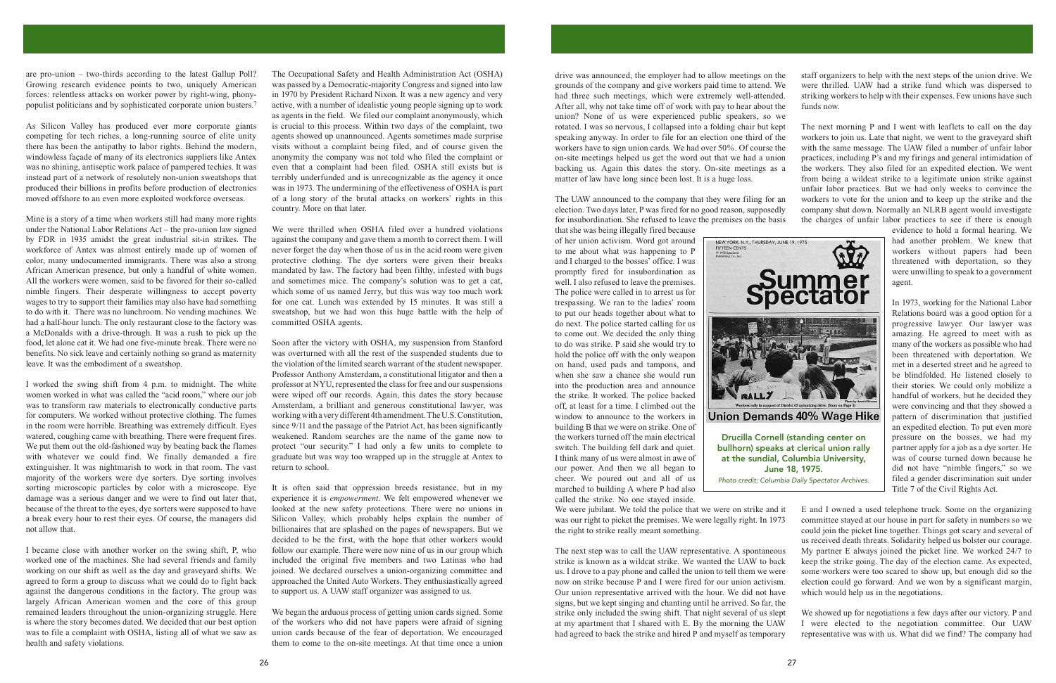are pro-union – two-thirds according to the latest Gallup Poll? Growing research evidence points to two, uniquely American forces: relentless attacks on worker power by right-wing, phony-populist politicians and by sophisticated corporate union busters.[7]

As Silicon Valley has produced ever more corporate giants competing for tech riches, a long-running source of elite unity there has been the antipathy to labor rights. Behind the modern, windowless façade of many of its electronics suppliers like Antex was no shining, antiseptic work palace of pampered techies. It was instead part of a network of resolutely non-union sweatshops that produced their billions in profits before production of electronics moved offshore to an even more exploited workforce overseas.

Mine is a story of a time when workers still had many more rights under the National Labor Relations Act – the pro-union law signed by FDR in 1935 amidst the great industrial sit-in strikes. The workforce of Antex was almost entirely made up of women of color, many undocumented immigrants. There were also a strong African American presence, but only a handful of white women. All the workers were women, said to be favored for their so-called nimble fingers. Their desperate willingness to accept poverty wages to try to support their families may also have had something to do with it. There was no lunchroom. No vending machines. We had a half-hour lunch. The only restaurant close to the factory was a McDonalds with a drive-through. It was a rush to pick up the food, let alone eat it. We had one five-minute break. There were no benefits. No sick leave and certainly nothing so grand as maternity leave. It was the embodiment of a sweatshop.

I worked the swing shift from 4 p.m. to midnight. The white women worked in what was called the "acid room," where our job was to transform raw materials to electronically conductive parts for computers. We worked without protective clothing. The fumes in the room were horrible. Breathing was extremely difficult. Eyes watered, coughing came with breathing. There were frequent fires. We put them out the old-fashioned way by beating back the flames with whatever we could find. We finally demanded a fire extinguisher. It was nightmarish to work in that room. The vast majority of the workers were dye sorters. Dye sorting involves sorting microscopic particles by color with a microscope. Eye damage was a serious danger and we were to find out later that, because of the threat to the eyes, dye sorters were supposed to have a break every hour to rest their eyes. Of course, the managers did not allow that.

I became close with another worker on the swing shift, P, who worked one of the machines. She had several friends and family working on our shift as well as the day and graveyard shifts. We agreed to form a group to discuss what we could do to fight back against the dangerous conditions in the factory. The group was largely African American women and the core of this group remained leaders throughout the union-organizing struggle. Here is where the story becomes dated. We decided that our best option was to file a complaint with OSHA, listing all of what we saw as health and safety violations.

The Occupational Safety and Health Administration Act (OSHA) was passed by a Democratic-majority Congress and signed into law in 1970 by President Richard Nixon. It was a new agency and very active, with a number of idealistic young people signing up to work as agents in the field. We filed our complaint anonymously, which is crucial to this process. Within two days of the complaint, two agents showed up unannounced. Agents sometimes made surprise visits without a complaint being filed, and of course given the anonymity the company was not told who filed the complaint or even that a complaint had been filed. OSHA still exists but is terribly underfunded and is unrecognizable as the agency it once was in 1973. The undermining of the effectiveness of OSHA is part of a long story of the brutal attacks on workers' rights in this country. More on that later.

We were thrilled when OSHA filed over a hundred violations against the company and gave them a month to correct them. I will never forget the day when those of us in the acid room were given protective clothing. The dye sorters were given their breaks mandated by law. The factory had been filthy, infested with bugs and sometimes mice. The company's solution was to get a cat, which some of us named Jerry, but this was way too much work for one cat. Lunch was extended by 15 minutes. It was still a sweatshop, but we had won this huge battle with the help of committed OSHA agents.

Soon after the victory with OSHA, my suspension from Stanford was overturned with all the rest of the suspended students due to the violation of the limited search warrant of the student newspaper. Professor Anthony Amsterdam, a constitutional litigator and then a professor at NYU, represented the class for free and our suspensions were wiped off our records. Again, this dates the story because Amsterdam, a brilliant and generous constitutional lawyer, was working with a very different 4th amendment. The U.S. Constitution, since 9/11 and the passage of the Patriot Act, has been significantly weakened. Random searches are the name of the game now to protect "our security." I had only a few units to complete to graduate but was way too wrapped up in the struggle at Antex to return to school.

It is often said that oppression breeds resistance, but in my experience it is *empowerment*. We felt empowered whenever we looked at the new safety protections. There were no unions in Silicon Valley, which probably helps explain the number of billionaires that are splashed on the pages of newspapers. But we decided to be the first, with the hope that other workers would follow our example. There were now nine of us in our group which included the original five members and two Latinas who had joined. We declared ourselves a union-organizing committee and approached the United Auto Workers. They enthusiastically agreed to support us. A UAW staff organizer was assigned to us.

We began the arduous process of getting union cards signed. Some of the workers who did not have papers were afraid of signing union cards because of the fear of deportation. We encouraged them to come to the on-site meetings. At that time once a union drive was announced, the employer had to allow meetings on the grounds of the company and give workers paid time to attend. We had three such meetings, which were extremely well-attended. After all, why not take time off of work with pay to hear about the union? None of us were experienced public speakers, so we rotated. I was so nervous, I collapsed into a folding chair but kept speaking anyway. In order to file for an election one third of the workers have to sign union cards. We had over 50%. Of course the on-site meetings helped us get the word out that we had a union backing us. Again this dates the story. On-site meetings as a matter of law have long since been lost. It is a huge loss.

The UAW announced to the company that they were filing for an election. Two days later, P was fired for no good reason, supposedly for insubordination. She refused to leave the premises on the basis that she was being illegally fired because of her union activism. Word got around to me about what was happening to P and I charged to the bosses' office. I was promptly fired for insubordination as well. I also refused to leave the premises. The police were called in to arrest us for trespassing. We ran to the ladies' room to put our heads together about what to do next. The police started calling for us to come out. We decided the only thing to do was strike. P said she would try to hold the police off with the only weapon on hand, used pads and tampons, and when she saw a chance she would run into the production area and announce the strike. It worked. The police backed off, at least for a time. I climbed out the window to announce to the workers in building B that we were on strike. One of the workers turned off the main electrical switch. The building fell dark and quiet. I think many of us were almost in awe of our power. And then we all began to cheer. We poured out and all of us marched to building A where P had also called the strike. No one stayed inside.

Drucilla Cornell (standing center on bullhorn) speaks at clerical union rally at the sundial, Columbia University, June 18, 1975.
*Photo credit: Columbia Daily Spectator Archives.*

We were jubilant. We told the police that we were on strike and it was our right to picket the premises. We were legally right. In 1973 the right to strike really meant something.

The next step was to call the UAW representative. A spontaneous strike is known as a wildcat strike. We wanted the UAW to back us. I drove to a pay phone and called the union to tell them we were now on strike because P and I were fired for our union activism. Our union representative arrived with the hour. We did not have signs, but we kept singing and chanting until he arrived. So far, the strike only included the swing shift. That night several of us slept at my apartment that I shared with E. By the morning the UAW had agreed to back the strike and hired P and myself as temporary staff organizers to help with the next steps of the union drive. We were thrilled. UAW had a strike fund which was dispersed to striking workers to help with their expenses. Few unions have such funds now.

The next morning P and I went with leaflets to call on the day workers to join us. Late that night, we went to the graveyard shift with the same message. The UAW filed a number of unfair labor practices, including P's and my firings and general intimidation of the workers. They also filed for an expedited election. We went from being a wildcat strike to a legitimate union strike against unfair labor practices. But we had only weeks to convince the workers to vote for the union and to keep up the strike and the company shut down. Normally an NLRB agent would investigate the charges of unfair labor practices to see if there is enough evidence to hold a formal hearing. We had another problem. We knew that workers without papers had been threatened with deportation, so they were unwilling to speak to a government agent.

In 1973, working for the National Labor Relations board was a good option for a progressive lawyer. Our lawyer was amazing. He agreed to meet with as many of the workers as possible who had been threatened with deportation. We met in a deserted street and he agreed to be blindfolded. He listened closely to their stories. We could only mobilize a handful of workers, but he decided they were convincing and that they showed a pattern of discrimination that justified an expedited election. To put even more pressure on the bosses, we had my partner apply for a job as a dye sorter. He was of course turned down because he did not have "nimble fingers," so we filed a gender discrimination suit under Title 7 of the Civil Rights Act.

E and I owned a used telephone truck. Some on the organizing committee stayed at our house in part for safety in numbers so we could join the picket line together. Things got scary and several of us received death threats. Solidarity helped us bolster our courage. My partner E always joined the picket line. We worked 24/7 to keep the strike going. The day of the election came. As expected, some workers were too scared to show up, but enough did so the election could go forward. And we won by a significant margin, which would help us in the negotiations.

We showed up for negotiations a few days after our victory. P and I were elected to the negotiation committee. Our UAW representative was with us. What did we find? The company had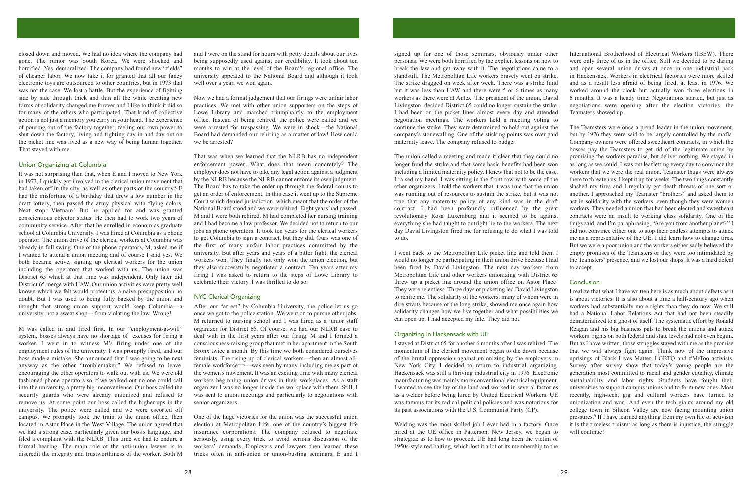closed down and moved. We had no idea where the company had gone. The rumor was South Korea. We were shocked and horrified. Yes, demoralized. The company had found new "fields" of cheaper labor. We now take it for granted that all our fancy electronic toys are outsourced to other countries, but in 1973 that was not the case. We lost a battle. But the experience of fighting side by side through thick and thin all the while creating new forms of solidarity changed me forever and I like to think it did so for many of the others who participated. That kind of collective action is not just a memory you carry in your head. The experience of pouring out of the factory together, feeling our own power to shut down the factory, living and fighting day in and day out on the picket line was lived as a new way of being human together. That stayed with me.

## Union Organizing at Columbia

It was not surprising then that, when E and I moved to New York in 1973, I quickly got involved in the clerical union movement that had taken off in the city, as well as other parts of the country.[8] E had the misfortune of a birthday that drew a low number in the draft lottery, then passed the army physical with flying colors. Next stop: Vietnam! But he applied for and was granted conscientious objector status. He then had to work two years of community service. After that he enrolled in economics graduate school at Columbia University. I was hired at Columbia as a phone operator. The union drive of the clerical workers at Columbia was already in full swing. One of the phone operators, M, asked me if I wanted to attend a union meeting and of course I said yes. We both became active, signing up clerical workers for the union including the operators that worked with us. The union was District 65 which at that time was independent. Only later did District 65 merge with UAW. Our union activities were pretty well known which we felt would protect us, a naive presupposition no doubt. But I was used to being fully backed by the union and thought that strong union support would keep Columbia—a university, not a sweat shop—from violating the law. Wrong!

M was called in and fired first. In our "employment-at-will" system, bosses always have no shortage of excuses for firing a worker. I went in to witness M's firing under one of the employment rules of the university. I was promptly fired, and our boss made a mistake. She announced that I was going to be next anyway as the other "troublemaker." We refused to leave, encouraging the other operators to walk out with us. We were old fashioned phone operators so if we walked out no one could call into the university, a pretty big inconvenience. Our boss called the security guards who were already unionized and refused to remove us. At some point our boss called the higher-ups in the university. The police were called and we were escorted off campus. We promptly took the train to the union office, then located in Astor Place in the West Village. The union agreed that we had a strong case, particularly given our boss's language, and filed a complaint with the NLRB. This time we had to endure a formal hearing. The main role of the anti-union lawyer is to discredit the integrity and trustworthiness of the worker. Both M and I were on the stand for hours with petty details about our lives being supposedly used against our credibility. It took about ten months to win at the level of the Board's regional office. The university appealed to the National Board and although it took well over a year, we won again.

Now we had a formal judgement that our firings were unfair labor practices. We met with other union supporters on the steps of Lowe Library and marched triumphantly to the employment office. Instead of being rehired, the police were called and we were arrested for trespassing. We were in shock—the National Board had demanded our rehiring as a matter of law! How could we be arrested?

That was when we learned that the NLRB has no independent enforcement power. What does that mean concretely? The employer does not have to take any legal action against a judgement by the NLRB because the NLRB cannot enforce its own judgment. The Board has to take the order up through the federal courts to get an order of enforcement. In this case it went up to the Supreme Court which denied jurisdiction, which meant that the order of the National Board stood and we were rehired. Eight years had passed. M and I were both rehired. M had completed her nursing training and I had become a law professor. We decided not to return to our jobs as phone operators. It took ten years for the clerical workers to get Columbia to sign a contract, but they did. Ours was one of the first of many unfair labor practices committed by the university. But after years and years of a bitter fight, the clerical workers won. They finally not only won the union election, but they also successfully negotiated a contract. Ten years after my firing I was asked to return to the steps of Lowe Library to celebrate their victory. I was thrilled to do so.

## NYC Clerical Organizing

After our "arrest" by Columbia University, the police let us go once we got to the police station. We went on to pursue other jobs. M returned to nursing school and I was hired as a junior staff organizer for District 65. Of course, we had our NLRB case to deal with in the first years after our firing. M and I formed a consciousness-raising group that met in her apartment in the South Bronx twice a month. By this time we both considered ourselves feminists. The rising up of clerical workers—then an almost all-female workforce—was seen by many including me as part of the women's movement. It was an exciting time with many clerical workers beginning union drives in their workplaces. As a staff organizer I was no longer inside the workplace with them. Still, I was sent to union meetings and particularly to negotiations with senior organizers.

One of the huge victories for the union was the successful union election at Metropolitan Life, one of the country's biggest life insurance corporations. The company refused to negotiate seriously, using every trick to avoid serious discussion of the workers' demands. Employers and lawyers then learned these tricks often in anti-union or union-busting seminars. E and I signed up for one of those seminars, obviously under other personas. We were both horrified by the explicit lessons on how to break the law and get away with it. The negotiations came to a standstill. The Metropolitan Life workers bravely went on strike. The strike dragged on week after week. There was a strike fund but it was less than UAW and there were 5 or 6 times as many workers as there were at Antex. The president of the union, David Livingston, decided District 65 could no longer sustain the strike. I had been on the picket lines almost every day and attended negotiation meetings. The workers held a meeting voting to continue the strike. They were determined to hold out against the company's stonewalling. One of the sticking points was over paid maternity leave. The company refused to budge.

The union called a meeting and made it clear that they could no longer fund the strike and that some basic benefits had been won including a limited maternity policy. I knew that not to be the case. I raised my hand. I was sitting in the front row with some of the other organizers. I told the workers that it was true that the union was running out of resources to sustain the strike, but it was not true that any maternity policy of any kind was in the draft contract. I had been profoundly influenced by the great revolutionary Rosa Luxemburg and it seemed to be against everything she had taught to outright lie to the workers. The next day David Livingston fired me for refusing to do what I was told to do.

I went back to the Metropolitan Life picket line and told them I would no longer be participating in their union drive because I had been fired by David Livingston. The next day workers from Metropolitan Life and other workers unionizing with District 65 threw up a picket line around the union office on Astor Place! They were relentless. Three days of picketing led David Livingston to rehire me. The solidarity of the workers, many of whom were in dire straits because of the long strike, showed me once again how solidarity changes how we live together and what possibilities we can open up. I had accepted my fate. They did not.

## Organizing in Hackensack with UE

I stayed at District 65 for another 6 months after I was rehired. The momentum of the clerical movement began to die down because of the brutal oppression against unionizing by the employers in New York City. I decided to return to industrial organizing. Hackensack was still a thriving industrial city in 1976. Electronic manufacturing was mainly more conventional electrical equipment. I wanted to see the lay of the land and worked in several factories as a welder before being hired by United Electrical Workers. UE was famous for its radical political policies and was notorious for its past associations with the U.S. Communist Party (CP).

Welding was the most skilled job I ever had in a factory. Once hired at the UE office in Patterson, New Jersey, we began to strategize as to how to proceed. UE had long been the victim of 1950s-style red baiting, which lost it a lot of its membership to the International Brotherhood of Electrical Workers (IBEW). There were only three of us in the office. Still we decided to be daring and open several union drives at once in one industrial park in Hackensack. Workers in electrical factories were more skilled and as a result less afraid of being fired, at least in 1976. We worked around the clock but actually won three elections in 6 months. It was a heady time. Negotiations started, but just as negotiations were opening after the election victories, the Teamsters showed up.

The Teamsters were once a proud leader in the union movement, but by 1976 they were said to be largely controlled by the mafia. Company owners were offered sweetheart contracts, in which the bosses pay the Teamsters to get rid of the legitimate union by promising the workers paradise, but deliver nothing. We stayed in as long as we could. I was out leafletting every day to convince the workers that we were the real union. Teamster thugs were always there to threaten us. I kept it up for weeks. The two thugs constantly slashed my tires and I regularly got death threats of one sort or another. I approached my Teamster "brothers" and asked them to act in solidarity with the workers, even though they were women workers. They needed a union that had been elected and sweetheart contracts were an insult to working class solidarity. One of the thugs said, and I'm paraphrasing, "Are you from another planet?" I did not convince either one to stop their endless attempts to attack me as a representative of the UE. I did learn how to change tires. But we were a poor union and the workers either sadly believed the empty promises of the Teamsters or they were too intimidated by the Teamsters' presence, and we lost our shops. It was a hard defeat to accept.

## Conclusion

I realize that what I have written here is as much about defeats as it is about victories. It is also about a time a half-century ago when workers had substantially more rights than they do now. We still had a National Labor Relations Act that had not been steadily dematerialized to a ghost of itself. The systematic effort by Ronald Reagan and his big business pals to break the unions and attack workers' rights on both federal and state levels had not even begun. But as I have written, those struggles stayed with me as the promise that we will always fight again. Think now of the impressive uprisings of Black Lives Matter, LGBTQ and #MeToo activists. Survey after survey show that today's young people are the generation most committed to racial and gender equality, climate sustainability and labor rights. Students have fought their universities to support campus unions and to form new ones. Most recently, high-tech, gig and cultural workers have turned to unionization and won. And even the tech giants around my old college town in Silicon Valley are now facing mounting union pressures.[9] If I have learned anything from my own life of activism it is the timeless truism: as long as there is injustice, the struggle will continue!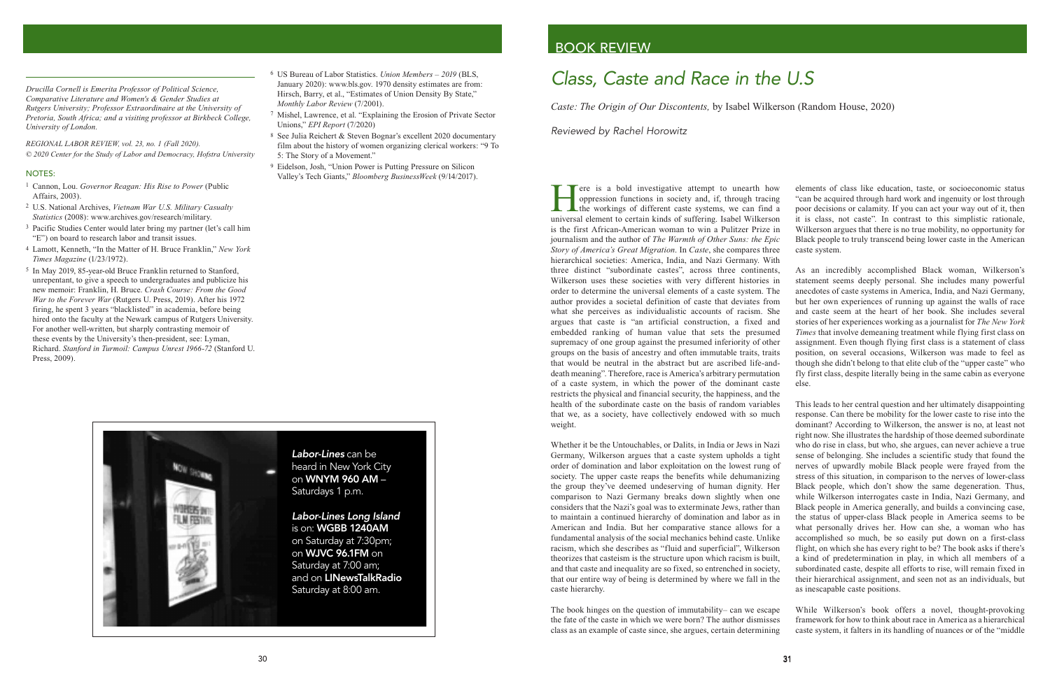*Drucilla Cornell is Emerita Professor of Political Science, Comparative Literature and Women's & Gender Studies at Rutgers University; Professor Extraordinaire at the University of Pretoria, South Africa; and a visiting professor at Birkbeck College, University of London.*

*REGIONAL LABOR REVIEW, vol. 23, no. 1 (Fall 2020).*
*© 2020 Center for the Study of Labor and Democracy, Hofstra University*

## NOTES:

1. Cannon, Lou. *Governor Reagan: His Rise to Power* (Public Affairs, 2003).
2. U.S. National Archives, *Vietnam War U.S. Military Casualty Statistics* (2008): www.archives.gov/research/military.
3. Pacific Studies Center would later bring my partner (let's call him "E") on board to research labor and transit issues.
4. Lamott, Kenneth, "In the Matter of H. Bruce Franklin," *New York Times Magazine* (1/23/1972).
5. In May 2019, 85-year-old Bruce Franklin returned to Stanford, unrepentant, to give a speech to undergraduates and publicize his new memoir: Franklin, H. Bruce. *Crash Course: From the Good War to the Forever War* (Rutgers U. Press, 2019). After his 1972 firing, he spent 3 years "blacklisted" in academia, before being hired onto the faculty at the Newark campus of Rutgers University. For another well-written, but sharply contrasting memoir of these events by the University's then-president, see: Lyman, Richard. *Stanford in Turmoil: Campus Unrest 1966-72* (Stanford U. Press, 2009).
6. US Bureau of Labor Statistics. *Union Members – 2019* (BLS, January 2020): www.bls.gov. 1970 density estimates are from: Hirsch, Barry, et al., "Estimates of Union Density By State," *Monthly Labor Review* (7/2001).
7. Mishel, Lawrence, et al. "Explaining the Erosion of Private Sector Unions," *EPI Report* (7/2020)
8. See Julia Reichert & Steven Bognar's excellent 2020 documentary film about the history of women organizing clerical workers: "9 To 5: The Story of a Movement."
9. Eidelson, Josh, "Union Power is Putting Pressure on Silicon Valley's Tech Giants," *Bloomberg BusinessWeek* (9/14/2017).

***Labor-Lines*** can be heard in New York City on **WNYM 960 AM** – Saturdays 1 p.m.

***Labor-Lines Long Island*** is on: **WGBB 1240AM** on Saturday at 7:30pm; on **WJVC 96.1FM** on Saturday at 7:00 am; and on **LINewsTalkRadio** Saturday at 8:00 am.

## BOOK REVIEW

# *Class, Caste and Race in the U.S*

*Caste: The Origin of Our Discontents,* by Isabel Wilkerson (Random House, 2020)

*Reviewed by Rachel Horowitz*

Here is a bold investigative attempt to unearth how oppression functions in society and, if, through tracing the workings of different caste systems, we can find a universal element to certain kinds of suffering. Isabel Wilkerson is the first African-American woman to win a Pulitzer Prize in journalism and the author of *The Warmth of Other Suns: the Epic Story of America's Great Migration*. In *Caste*, she compares three hierarchical societies: America, India, and Nazi Germany. With three distinct "subordinate castes", across three continents, Wilkerson uses these societies with very different histories in order to determine the universal elements of a caste system. The author provides a societal definition of caste that deviates from what she perceives as individualistic accounts of racism. She argues that caste is "an artificial construction, a fixed and embedded ranking of human value that sets the presumed supremacy of one group against the presumed inferiority of other groups on the basis of ancestry and often immutable traits, traits that would be neutral in the abstract but are ascribed life-and-death meaning". Therefore, race is America's arbitrary permutation of a caste system, in which the power of the dominant caste restricts the physical and financial security, the happiness, and the health of the subordinate caste on the basis of random variables that we, as a society, have collectively endowed with so much weight.

Whether it be the Untouchables, or Dalits, in India or Jews in Nazi Germany, Wilkerson argues that a caste system upholds a tight order of domination and labor exploitation on the lowest rung of society. The upper caste reaps the benefits while dehumanizing the group they've deemed undeserving of human dignity. Her comparison to Nazi Germany breaks down slightly when one considers that the Nazi's goal was to exterminate Jews, rather than to maintain a continued hierarchy of domination and labor as in American and India. But her comparative stance allows for a fundamental analysis of the social mechanics behind caste. Unlike racism, which she describes as "fluid and superficial", Wilkerson theorizes that casteism is the structure upon which racism is built, and that caste and inequality are so fixed, so entrenched in society, that our entire way of being is determined by where we fall in the caste hierarchy.

The book hinges on the question of immutability– can we escape the fate of the caste in which we were born? The author dismisses class as an example of caste since, she argues, certain determining elements of class like education, taste, or socioeconomic status "can be acquired through hard work and ingenuity or lost through poor decisions or calamity. If you can act your way out of it, then it is class, not caste". In contrast to this simplistic rationale, Wilkerson argues that there is no true mobility, no opportunity for Black people to truly transcend being lower caste in the American caste system.

As an incredibly accomplished Black woman, Wilkerson's statement seems deeply personal. She includes many powerful anecdotes of caste systems in America, India, and Nazi Germany, but her own experiences of running up against the walls of race and caste seem at the heart of her book. She includes several stories of her experiences working as a journalist for *The New York Times* that involve demeaning treatment while flying first class on assignment. Even though flying first class is a statement of class position, on several occasions, Wilkerson was made to feel as though she didn't belong to that elite club of the "upper caste" who fly first class, despite literally being in the same cabin as everyone else.

This leads to her central question and her ultimately disappointing response. Can there be mobility for the lower caste to rise into the dominant? According to Wilkerson, the answer is no, at least not right now. She illustrates the hardship of those deemed subordinate who do rise in class, but who, she argues, can never achieve a true sense of belonging. She includes a scientific study that found the nerves of upwardly mobile Black people were frayed from the stress of this situation, in comparison to the nerves of lower-class Black people, which don't show the same degeneration. Thus, while Wilkerson interrogates caste in India, Nazi Germany, and Black people in America generally, and builds a convincing case, the status of upper-class Black people in America seems to be what personally drives her. How can she, a woman who has accomplished so much, be so easily put down on a first-class flight, on which she has every right to be? The book asks if there's a kind of predetermination in play, in which all members of a subordinated caste, despite all efforts to rise, will remain fixed in their hierarchical assignment, and seen not as individuals, but as inescapable caste positions.

While Wilkerson's book offers a novel, thought-provoking framework for how to think about race in America as a hierarchical caste system, it falters in its handling of nuances or of the "middle